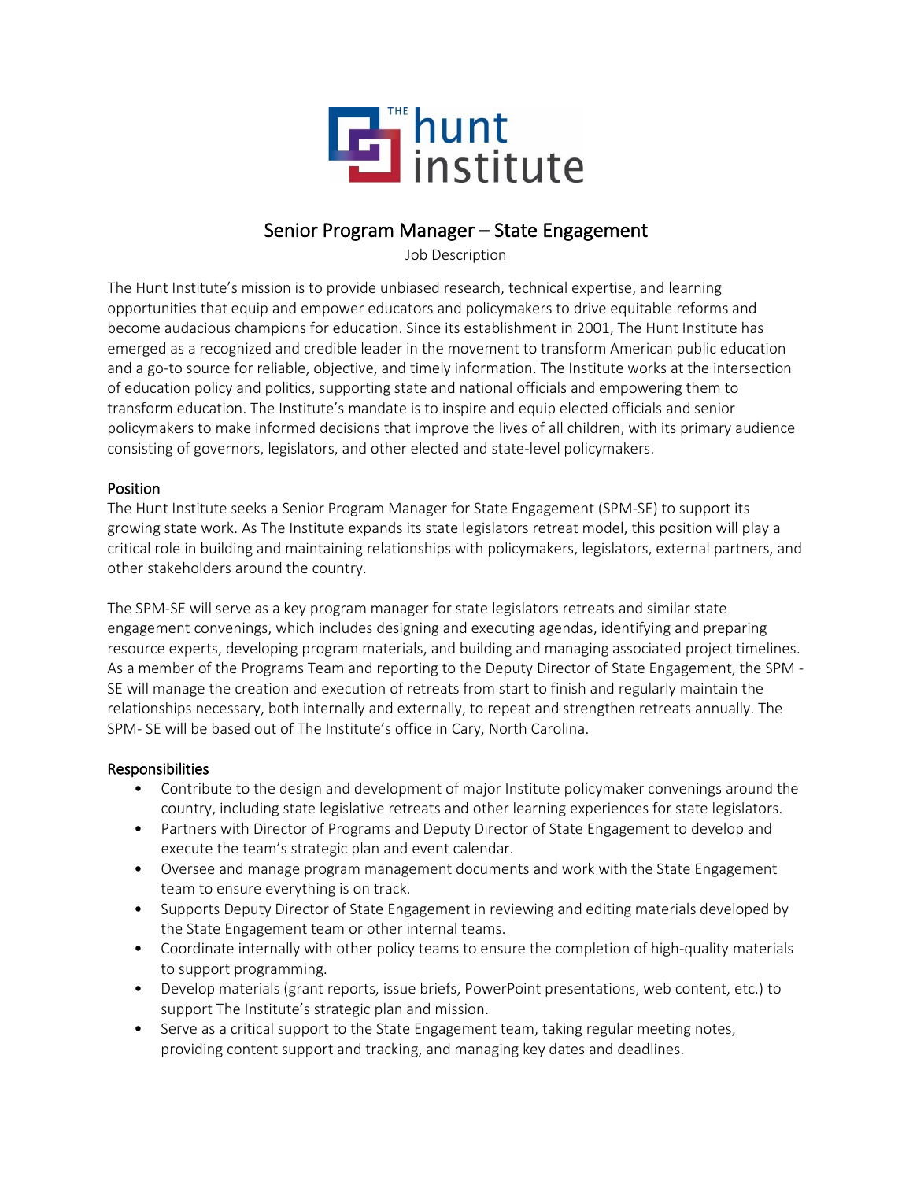# Senior Program Manager – State Engagement

Job Description

The Hunt Institute's mission is to provide unbiased research, technical expertise, and learning opportunities that equip and empower educators and policymakers to drive equitable reforms and become audacious champions for education. Since its establishment in 2001, The Hunt Institute has emerged as a recognized and credible leader in the movement to transform American public education and a go-to source for reliable, objective, and timely information. The Institute works at the intersection of education policy and politics, supporting state and national officials and empowering them to transform education. The Institute's mandate is to inspire and equip elected officials and senior policymakers to make informed decisions that improve the lives of all children, with its primary audience consisting of governors, legislators, and other elected and state-level policymakers.

## Position

The Hunt Institute seeks a Senior Program Manager for State Engagement (SPM-SE) to support its growing state work. As The Institute expands its state legislators retreat model, this position will play a critical role in building and maintaining relationships with policymakers, legislators, external partners, and other stakeholders around the country.

The SPM-SE will serve as a key program manager for state legislators retreats and similar state engagement convenings, which includes designing and executing agendas, identifying and preparing resource experts, developing program materials, and building and managing associated project timelines. As a member of the Programs Team and reporting to the Deputy Director of State Engagement, the SPM - SE will manage the creation and execution of retreats from start to finish and regularly maintain the relationships necessary, both internally and externally, to repeat and strengthen retreats annually. The SPM- SE will be based out of The Institute's office in Cary, North Carolina.

## Responsibilities

- Contribute to the design and development of major Institute policymaker convenings around the country, including state legislative retreats and other learning experiences for state legislators.
- Partners with Director of Programs and Deputy Director of State Engagement to develop and execute the team's strategic plan and event calendar.
- Oversee and manage program management documents and work with the State Engagement team to ensure everything is on track.
- Supports Deputy Director of State Engagement in reviewing and editing materials developed by the State Engagement team or other internal teams.
- Coordinate internally with other policy teams to ensure the completion of high-quality materials to support programming.
- Develop materials (grant reports, issue briefs, PowerPoint presentations, web content, etc.) to support The Institute's strategic plan and mission.
- Serve as a critical support to the State Engagement team, taking regular meeting notes, providing content support and tracking, and managing key dates and deadlines.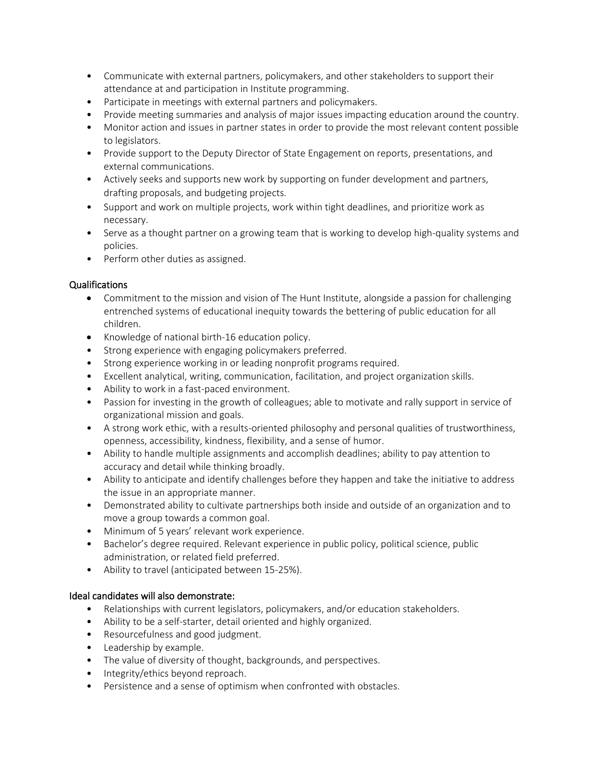- Communicate with external partners, policymakers, and other stakeholders to support their attendance at and participation in Institute programming.
- Participate in meetings with external partners and policymakers.
- Provide meeting summaries and analysis of major issues impacting education around the country.
- Monitor action and issues in partner states in order to provide the most relevant content possible to legislators.
- Provide support to the Deputy Director of State Engagement on reports, presentations, and external communications.
- Actively seeks and supports new work by supporting on funder development and partners, drafting proposals, and budgeting projects.
- Support and work on multiple projects, work within tight deadlines, and prioritize work as necessary.
- Serve as a thought partner on a growing team that is working to develop high-quality systems and policies.
- Perform other duties as assigned.

## Qualifications

- Commitment to the mission and vision of The Hunt Institute, alongside a passion for challenging entrenched systems of educational inequity towards the bettering of public education for all children.
- Knowledge of national birth-16 education policy.
- Strong experience with engaging policymakers preferred.
- Strong experience working in or leading nonprofit programs required.
- Excellent analytical, writing, communication, facilitation, and project organization skills.
- Ability to work in a fast-paced environment.
- Passion for investing in the growth of colleagues; able to motivate and rally support in service of organizational mission and goals.
- A strong work ethic, with a results-oriented philosophy and personal qualities of trustworthiness, openness, accessibility, kindness, flexibility, and a sense of humor.
- Ability to handle multiple assignments and accomplish deadlines; ability to pay attention to accuracy and detail while thinking broadly.
- Ability to anticipate and identify challenges before they happen and take the initiative to address the issue in an appropriate manner.
- Demonstrated ability to cultivate partnerships both inside and outside of an organization and to move a group towards a common goal.
- Minimum of 5 years' relevant work experience.
- Bachelor's degree required. Relevant experience in public policy, political science, public administration, or related field preferred.
- Ability to travel (anticipated between 15-25%).

## Ideal candidates will also demonstrate:

- Relationships with current legislators, policymakers, and/or education stakeholders.
- Ability to be a self-starter, detail oriented and highly organized.
- Resourcefulness and good judgment.
- Leadership by example.
- The value of diversity of thought, backgrounds, and perspectives.
- Integrity/ethics beyond reproach.
- Persistence and a sense of optimism when confronted with obstacles.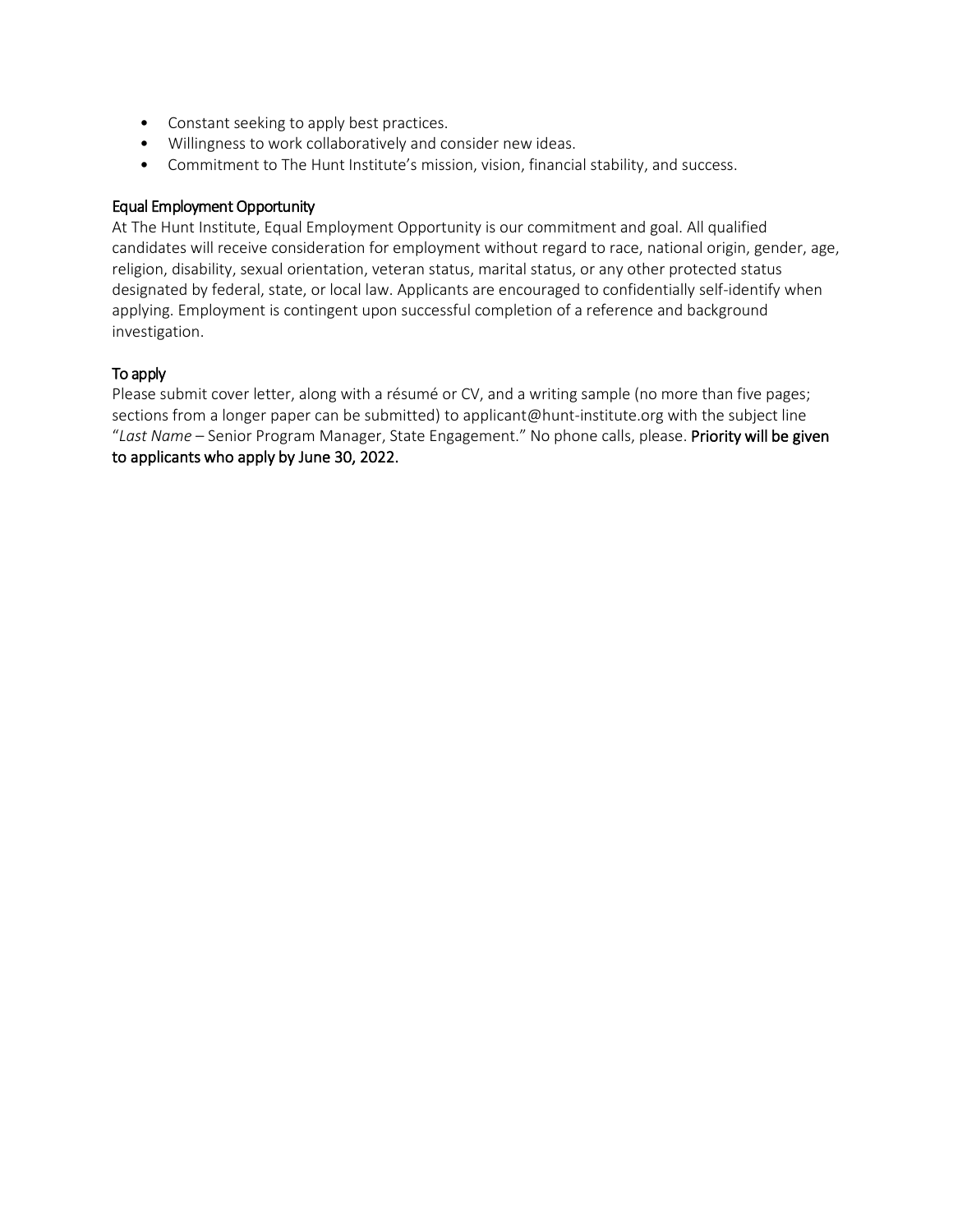- Constant seeking to apply best practices.
- Willingness to work collaboratively and consider new ideas.
- Commitment to The Hunt Institute's mission, vision, financial stability, and success.

## Equal Employment Opportunity

At The Hunt Institute, Equal Employment Opportunity is our commitment and goal. All qualified candidates will receive consideration for employment without regard to race, national origin, gender, age, religion, disability, sexual orientation, veteran status, marital status, or any other protected status designated by federal, state, or local law. Applicants are encouraged to confidentially self-identify when applying. Employment is contingent upon successful completion of a reference and background investigation.

## To apply

Please submit cover letter, along with a résumé or CV, and a writing sample (no more than five pages; sections from a longer paper can be submitted) to applicant@hunt-institute.org with the subject line "*Last Name* – Senior Program Manager, State Engagement." No phone calls, please. **Priority will be given to applicants who apply by June 30, 2022.**